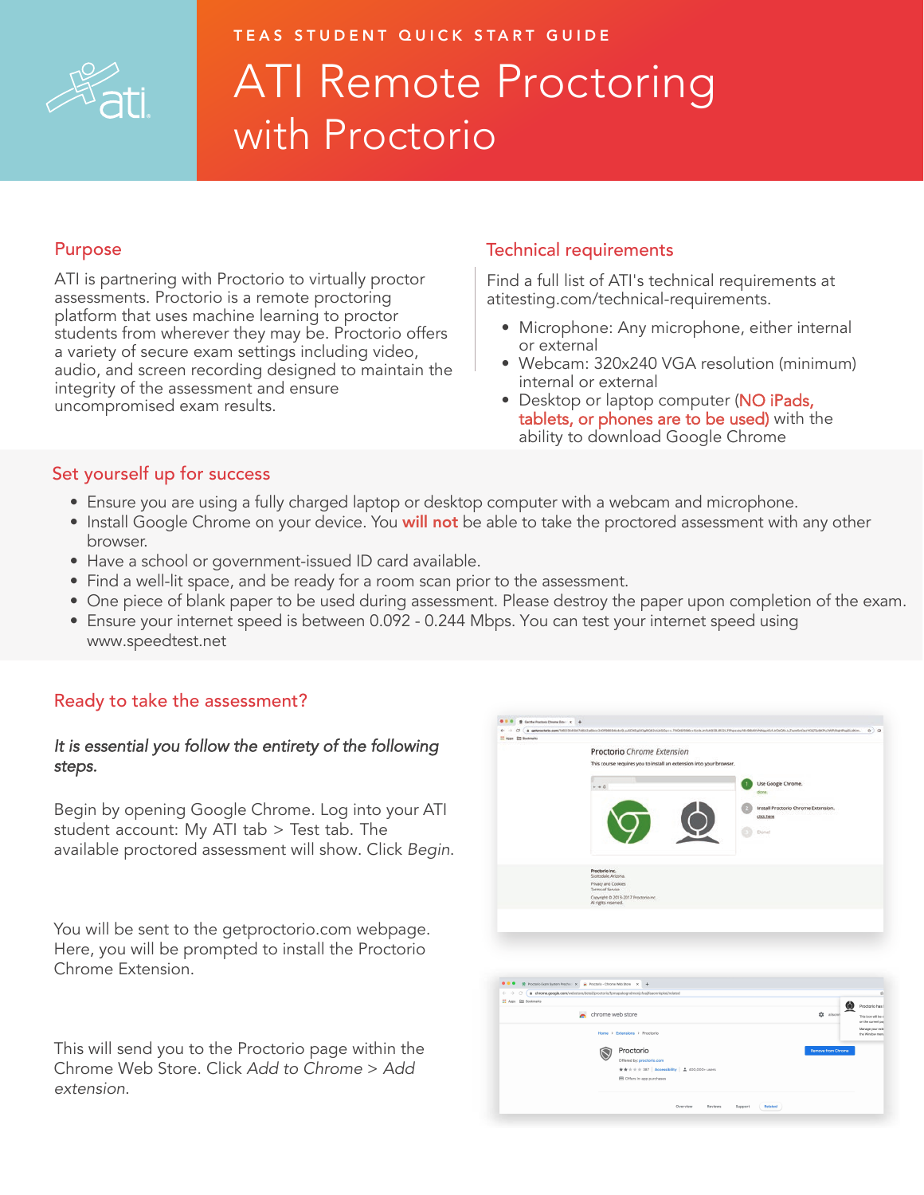TEAS STUDENT QUICK START GUIDE

# ATI Remote Proctoring with Proctorio

## Purpose

ATI is partnering with Proctorio to virtually proctor assessments. Proctorio is a remote proctoring platform that uses machine learning to proctor students from wherever they may be. Proctorio offers a variety of secure exam settings including video, audio, and screen recording designed to maintain the integrity of the assessment and ensure uncompromised exam results.

## Technical requirements

Find a full list of ATI's technical requirements at atitesting.com/technical-requirements.

- Microphone: Any microphone, either internal or external
- Webcam: 320x240 VGA resolution (minimum) internal or external
- Desktop or laptop computer (NO iPads, tablets, or phones are to be used) with the ability to download Google Chrome

## Set yourself up for success

- Ensure you are using a fully charged laptop or desktop computer with a webcam and microphone.
- Install Google Chrome on your device. You **will not** be able to take the proctored assessment with any other browser.
- Have a school or government-issued ID card available.
- Find a well-lit space, and be ready for a room scan prior to the assessment.
- One piece of blank paper to be used during assessment. Please destroy the paper upon completion of the exam.
- Ensure your internet speed is between 0.092 - 0.244 Mbps. You can test your internet speed using www.speedtest.net

## Ready to take the assessment?

*It is essential you follow the entirety of the following steps.*

Begin by opening Google Chrome. Log into your ATI student account: My ATI tab > Test tab. The available proctored assessment will show. Click *Begin*.

You will be sent to the getproctorio.com webpage. Here, you will be prompted to install the Proctorio Chrome Extension.

This will send you to the Proctorio page within the Chrome Web Store. Click *Add to Chrome > Add extension.*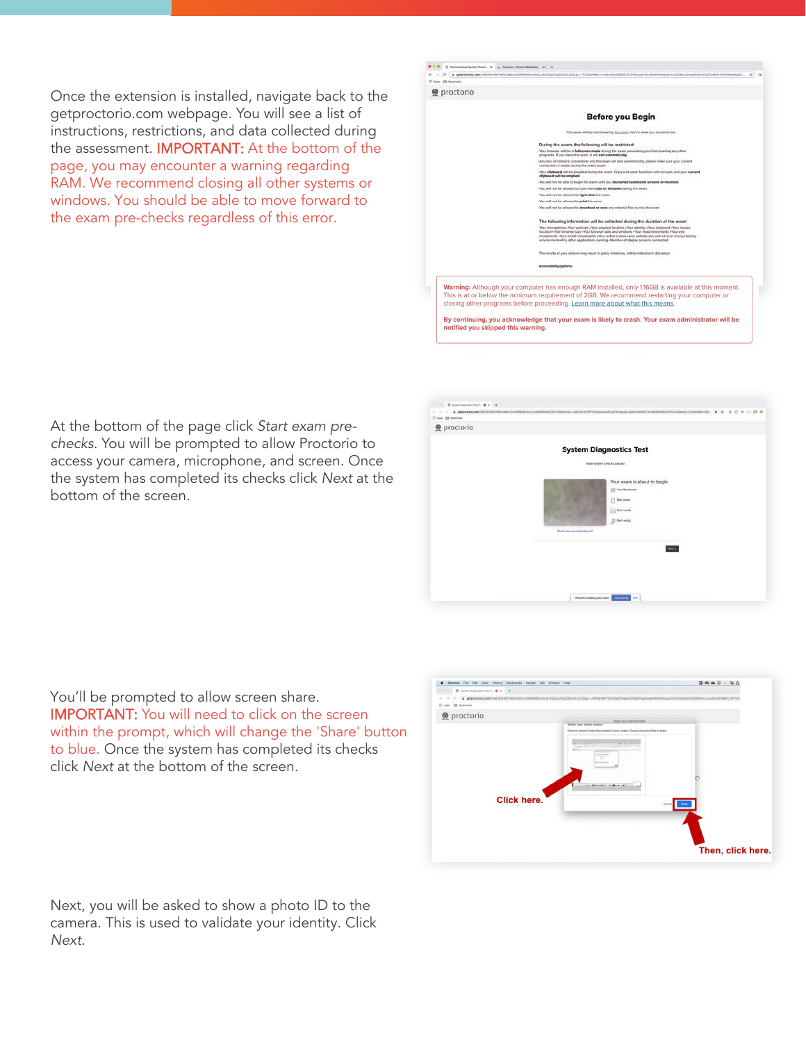Once the extension is installed, navigate back to the getproctorio.com webpage. You will see a list of instructions, restrictions, and data collected during the assessment. IMPORTANT: At the bottom of the page, you may encounter a warning regarding RAM. We recommend closing all other systems or windows. You should be able to move forward to the exam pre-checks regardless of this error.

At the bottom of the page click *Start exam pre-checks*. You will be prompted to allow Proctorio to access your camera, microphone, and screen. Once the system has completed its checks click *Next* at the bottom of the screen.

You'll be prompted to allow screen share. IMPORTANT: You will need to click on the screen within the prompt, which will change the 'Share' button to blue. Once the system has completed its checks click *Next* at the bottom of the screen.

Next, you will be asked to show a photo ID to the camera. This is used to validate your identity. Click *Next.*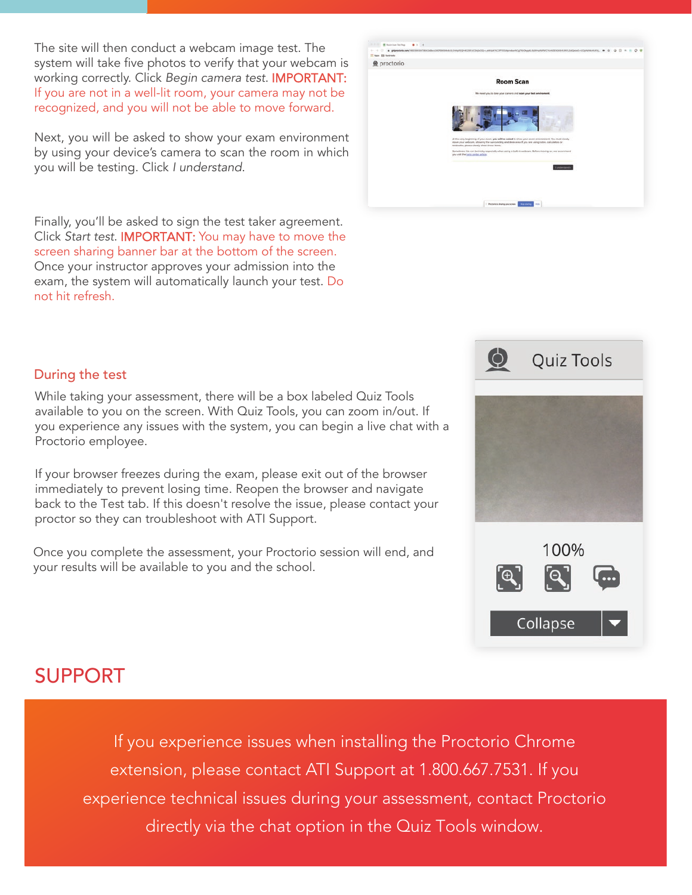The site will then conduct a webcam image test. The system will take five photos to verify that your webcam is working correctly. Click *Begin camera test*. IMPORTANT: If you are not in a well-lit room, your camera may not be recognized, and you will not be able to move forward.

Next, you will be asked to show your exam environment by using your device's camera to scan the room in which you will be testing. Click *I understand*.

Finally, you'll be asked to sign the test taker agreement. Click *Start test*. IMPORTANT: You may have to move the screen sharing banner bar at the bottom of the screen. Once your instructor approves your admission into the exam, the system will automatically launch your test. Do not hit refresh.

## During the test

While taking your assessment, there will be a box labeled Quiz Tools available to you on the screen. With Quiz Tools, you can zoom in/out. If you experience any issues with the system, you can begin a live chat with a Proctorio employee.

If your browser freezes during the exam, please exit out of the browser immediately to prevent losing time. Reopen the browser and navigate back to the Test tab. If this doesn't resolve the issue, please contact your proctor so they can troubleshoot with ATI Support.

Once you complete the assessment, your Proctorio session will end, and your results will be available to you and the school.

# SUPPORT

If you experience issues when installing the Proctorio Chrome extension, please contact ATI Support at 1.800.667.7531. If you experience technical issues during your assessment, contact Proctorio directly via the chat option in the Quiz Tools window.